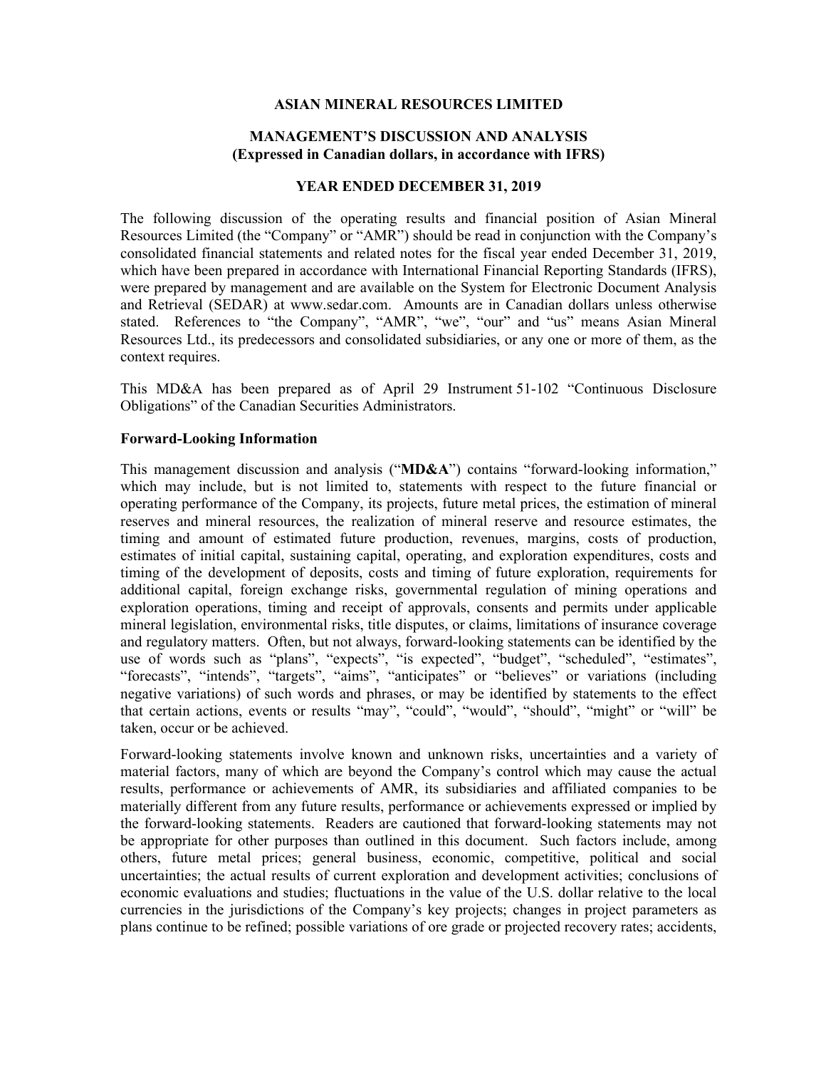**ASIAN MINERAL RESOURCES LIMITED**

**MANAGEMENT'S DISCUSSION AND ANALYSIS**
**(Expressed in Canadian dollars, in accordance with IFRS)**

**YEAR ENDED DECEMBER 31, 2019**

The following discussion of the operating results and financial position of Asian Mineral Resources Limited (the "Company" or "AMR") should be read in conjunction with the Company's consolidated financial statements and related notes for the fiscal year ended December 31, 2019, which have been prepared in accordance with International Financial Reporting Standards (IFRS), were prepared by management and are available on the System for Electronic Document Analysis and Retrieval (SEDAR) at www.sedar.com. Amounts are in Canadian dollars unless otherwise stated. References to "the Company", "AMR", "we", "our" and "us" means Asian Mineral Resources Ltd., its predecessors and consolidated subsidiaries, or any one or more of them, as the context requires.

This MD&A has been prepared as of April 29 Instrument 51-102 "Continuous Disclosure Obligations" of the Canadian Securities Administrators.

**Forward-Looking Information**

This management discussion and analysis ("**MD&A**") contains "forward-looking information," which may include, but is not limited to, statements with respect to the future financial or operating performance of the Company, its projects, future metal prices, the estimation of mineral reserves and mineral resources, the realization of mineral reserve and resource estimates, the timing and amount of estimated future production, revenues, margins, costs of production, estimates of initial capital, sustaining capital, operating, and exploration expenditures, costs and timing of the development of deposits, costs and timing of future exploration, requirements for additional capital, foreign exchange risks, governmental regulation of mining operations and exploration operations, timing and receipt of approvals, consents and permits under applicable mineral legislation, environmental risks, title disputes, or claims, limitations of insurance coverage and regulatory matters. Often, but not always, forward-looking statements can be identified by the use of words such as "plans", "expects", "is expected", "budget", "scheduled", "estimates", "forecasts", "intends", "targets", "aims", "anticipates" or "believes" or variations (including negative variations) of such words and phrases, or may be identified by statements to the effect that certain actions, events or results "may", "could", "would", "should", "might" or "will" be taken, occur or be achieved.

Forward-looking statements involve known and unknown risks, uncertainties and a variety of material factors, many of which are beyond the Company's control which may cause the actual results, performance or achievements of AMR, its subsidiaries and affiliated companies to be materially different from any future results, performance or achievements expressed or implied by the forward-looking statements. Readers are cautioned that forward-looking statements may not be appropriate for other purposes than outlined in this document. Such factors include, among others, future metal prices; general business, economic, competitive, political and social uncertainties; the actual results of current exploration and development activities; conclusions of economic evaluations and studies; fluctuations in the value of the U.S. dollar relative to the local currencies in the jurisdictions of the Company's key projects; changes in project parameters as plans continue to be refined; possible variations of ore grade or projected recovery rates; accidents,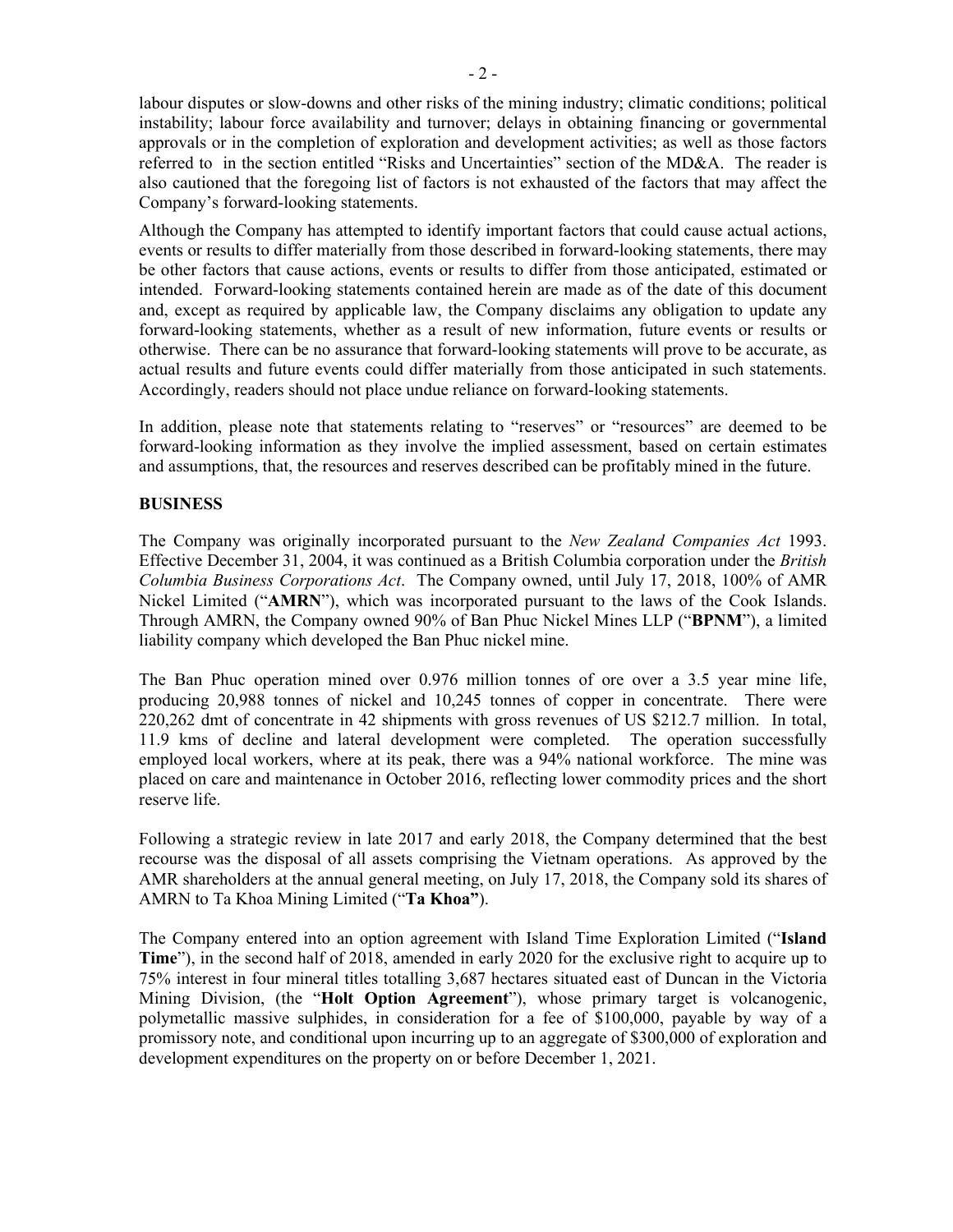labour disputes or slow-downs and other risks of the mining industry; climatic conditions; political instability; labour force availability and turnover; delays in obtaining financing or governmental approvals or in the completion of exploration and development activities; as well as those factors referred to in the section entitled "Risks and Uncertainties" section of the MD&A. The reader is also cautioned that the foregoing list of factors is not exhausted of the factors that may affect the Company's forward-looking statements.

Although the Company has attempted to identify important factors that could cause actual actions, events or results to differ materially from those described in forward-looking statements, there may be other factors that cause actions, events or results to differ from those anticipated, estimated or intended. Forward-looking statements contained herein are made as of the date of this document and, except as required by applicable law, the Company disclaims any obligation to update any forward-looking statements, whether as a result of new information, future events or results or otherwise. There can be no assurance that forward-looking statements will prove to be accurate, as actual results and future events could differ materially from those anticipated in such statements. Accordingly, readers should not place undue reliance on forward-looking statements.

In addition, please note that statements relating to "reserves" or "resources" are deemed to be forward-looking information as they involve the implied assessment, based on certain estimates and assumptions, that, the resources and reserves described can be profitably mined in the future.

## BUSINESS

The Company was originally incorporated pursuant to the *New Zealand Companies Act* 1993. Effective December 31, 2004, it was continued as a British Columbia corporation under the *British Columbia Business Corporations Act*. The Company owned, until July 17, 2018, 100% of AMR Nickel Limited ("**AMRN**"), which was incorporated pursuant to the laws of the Cook Islands. Through AMRN, the Company owned 90% of Ban Phuc Nickel Mines LLP ("**BPNM**"), a limited liability company which developed the Ban Phuc nickel mine.

The Ban Phuc operation mined over 0.976 million tonnes of ore over a 3.5 year mine life, producing 20,988 tonnes of nickel and 10,245 tonnes of copper in concentrate. There were 220,262 dmt of concentrate in 42 shipments with gross revenues of US $212.7 million. In total, 11.9 kms of decline and lateral development were completed. The operation successfully employed local workers, where at its peak, there was a 94% national workforce. The mine was placed on care and maintenance in October 2016, reflecting lower commodity prices and the short reserve life.

Following a strategic review in late 2017 and early 2018, the Company determined that the best recourse was the disposal of all assets comprising the Vietnam operations. As approved by the AMR shareholders at the annual general meeting, on July 17, 2018, the Company sold its shares of AMRN to Ta Khoa Mining Limited ("**Ta Khoa**").

The Company entered into an option agreement with Island Time Exploration Limited ("**Island Time**"), in the second half of 2018, amended in early 2020 for the exclusive right to acquire up to 75% interest in four mineral titles totalling 3,687 hectares situated east of Duncan in the Victoria Mining Division, (the "**Holt Option Agreement**"), whose primary target is volcanogenic, polymetallic massive sulphides, in consideration for a fee of $100,000, payable by way of a promissory note, and conditional upon incurring up to an aggregate of $300,000 of exploration and development expenditures on the property on or before December 1, 2021.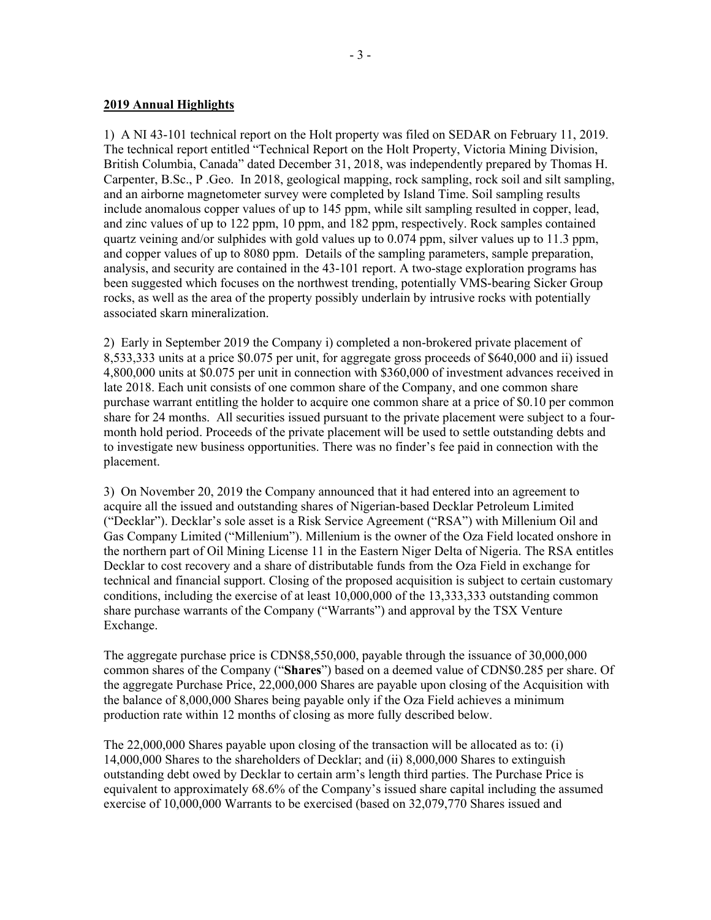**2019 Annual Highlights**

1) A NI 43-101 technical report on the Holt property was filed on SEDAR on February 11, 2019. The technical report entitled "Technical Report on the Holt Property, Victoria Mining Division, British Columbia, Canada" dated December 31, 2018, was independently prepared by Thomas H. Carpenter, B.Sc., P .Geo. In 2018, geological mapping, rock sampling, rock soil and silt sampling, and an airborne magnetometer survey were completed by Island Time. Soil sampling results include anomalous copper values of up to 145 ppm, while silt sampling resulted in copper, lead, and zinc values of up to 122 ppm, 10 ppm, and 182 ppm, respectively. Rock samples contained quartz veining and/or sulphides with gold values up to 0.074 ppm, silver values up to 11.3 ppm, and copper values of up to 8080 ppm. Details of the sampling parameters, sample preparation, analysis, and security are contained in the 43-101 report. A two-stage exploration programs has been suggested which focuses on the northwest trending, potentially VMS-bearing Sicker Group rocks, as well as the area of the property possibly underlain by intrusive rocks with potentially associated skarn mineralization.

2) Early in September 2019 the Company i) completed a non-brokered private placement of 8,533,333 units at a price $0.075 per unit, for aggregate gross proceeds of $640,000 and ii) issued 4,800,000 units at $0.075 per unit in connection with $360,000 of investment advances received in late 2018. Each unit consists of one common share of the Company, and one common share purchase warrant entitling the holder to acquire one common share at a price of $0.10 per common share for 24 months. All securities issued pursuant to the private placement were subject to a four-month hold period. Proceeds of the private placement will be used to settle outstanding debts and to investigate new business opportunities. There was no finder's fee paid in connection with the placement.

3) On November 20, 2019 the Company announced that it had entered into an agreement to acquire all the issued and outstanding shares of Nigerian-based Decklar Petroleum Limited ("Decklar"). Decklar's sole asset is a Risk Service Agreement ("RSA") with Millenium Oil and Gas Company Limited ("Millenium"). Millenium is the owner of the Oza Field located onshore in the northern part of Oil Mining License 11 in the Eastern Niger Delta of Nigeria. The RSA entitles Decklar to cost recovery and a share of distributable funds from the Oza Field in exchange for technical and financial support. Closing of the proposed acquisition is subject to certain customary conditions, including the exercise of at least 10,000,000 of the 13,333,333 outstanding common share purchase warrants of the Company ("Warrants") and approval by the TSX Venture Exchange.

The aggregate purchase price is CDN$8,550,000, payable through the issuance of 30,000,000 common shares of the Company ("**Shares**") based on a deemed value of CDN$0.285 per share. Of the aggregate Purchase Price, 22,000,000 Shares are payable upon closing of the Acquisition with the balance of 8,000,000 Shares being payable only if the Oza Field achieves a minimum production rate within 12 months of closing as more fully described below.

The 22,000,000 Shares payable upon closing of the transaction will be allocated as to: (i) 14,000,000 Shares to the shareholders of Decklar; and (ii) 8,000,000 Shares to extinguish outstanding debt owed by Decklar to certain arm's length third parties. The Purchase Price is equivalent to approximately 68.6% of the Company's issued share capital including the assumed exercise of 10,000,000 Warrants to be exercised (based on 32,079,770 Shares issued and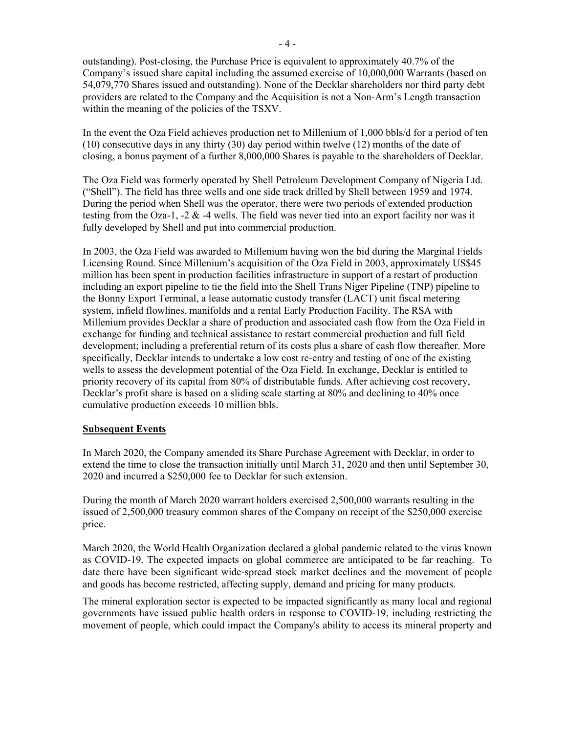outstanding). Post-closing, the Purchase Price is equivalent to approximately 40.7% of the Company's issued share capital including the assumed exercise of 10,000,000 Warrants (based on 54,079,770 Shares issued and outstanding). None of the Decklar shareholders nor third party debt providers are related to the Company and the Acquisition is not a Non-Arm's Length transaction within the meaning of the policies of the TSXV.

In the event the Oza Field achieves production net to Millenium of 1,000 bbls/d for a period of ten (10) consecutive days in any thirty (30) day period within twelve (12) months of the date of closing, a bonus payment of a further 8,000,000 Shares is payable to the shareholders of Decklar.

The Oza Field was formerly operated by Shell Petroleum Development Company of Nigeria Ltd. ("Shell"). The field has three wells and one side track drilled by Shell between 1959 and 1974. During the period when Shell was the operator, there were two periods of extended production testing from the Oza-1, -2 & -4 wells. The field was never tied into an export facility nor was it fully developed by Shell and put into commercial production.

In 2003, the Oza Field was awarded to Millenium having won the bid during the Marginal Fields Licensing Round. Since Millenium's acquisition of the Oza Field in 2003, approximately US$45 million has been spent in production facilities infrastructure in support of a restart of production including an export pipeline to tie the field into the Shell Trans Niger Pipeline (TNP) pipeline to the Bonny Export Terminal, a lease automatic custody transfer (LACT) unit fiscal metering system, infield flowlines, manifolds and a rental Early Production Facility. The RSA with Millenium provides Decklar a share of production and associated cash flow from the Oza Field in exchange for funding and technical assistance to restart commercial production and full field development; including a preferential return of its costs plus a share of cash flow thereafter. More specifically, Decklar intends to undertake a low cost re-entry and testing of one of the existing wells to assess the development potential of the Oza Field. In exchange, Decklar is entitled to priority recovery of its capital from 80% of distributable funds. After achieving cost recovery, Decklar's profit share is based on a sliding scale starting at 80% and declining to 40% once cumulative production exceeds 10 million bbls.

**Subsequent Events**

In March 2020, the Company amended its Share Purchase Agreement with Decklar, in order to extend the time to close the transaction initially until March 31, 2020 and then until September 30, 2020 and incurred a $250,000 fee to Decklar for such extension.

During the month of March 2020 warrant holders exercised 2,500,000 warrants resulting in the issued of 2,500,000 treasury common shares of the Company on receipt of the $250,000 exercise price.

March 2020, the World Health Organization declared a global pandemic related to the virus known as COVID-19. The expected impacts on global commerce are anticipated to be far reaching. To date there have been significant wide-spread stock market declines and the movement of people and goods has become restricted, affecting supply, demand and pricing for many products.

The mineral exploration sector is expected to be impacted significantly as many local and regional governments have issued public health orders in response to COVID-19, including restricting the movement of people, which could impact the Company's ability to access its mineral property and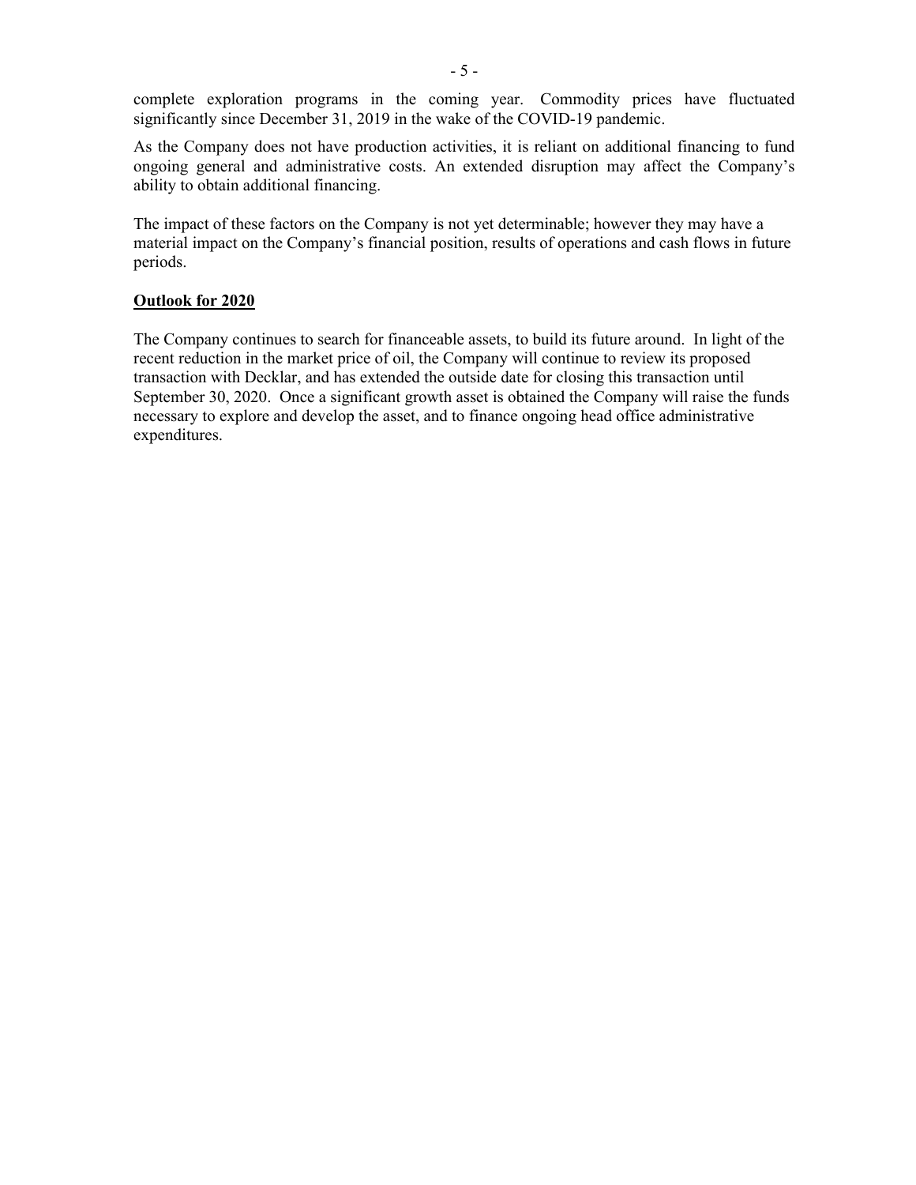complete exploration programs in the coming year. Commodity prices have fluctuated significantly since December 31, 2019 in the wake of the COVID-19 pandemic.

As the Company does not have production activities, it is reliant on additional financing to fund ongoing general and administrative costs. An extended disruption may affect the Company's ability to obtain additional financing.

The impact of these factors on the Company is not yet determinable; however they may have a material impact on the Company's financial position, results of operations and cash flows in future periods.

**Outlook for 2020**

The Company continues to search for financeable assets, to build its future around. In light of the recent reduction in the market price of oil, the Company will continue to review its proposed transaction with Decklar, and has extended the outside date for closing this transaction until September 30, 2020. Once a significant growth asset is obtained the Company will raise the funds necessary to explore and develop the asset, and to finance ongoing head office administrative expenditures.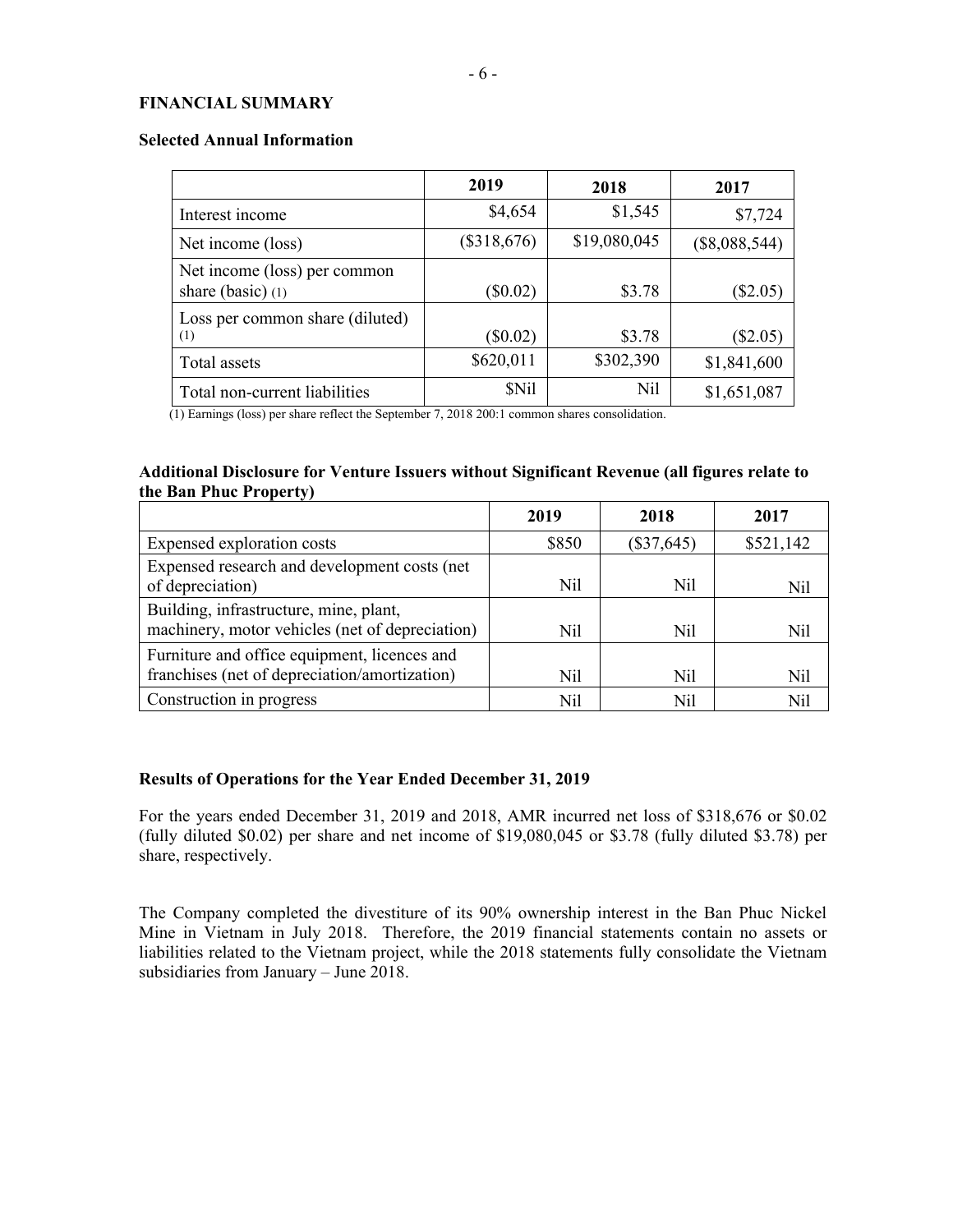## FINANCIAL SUMMARY

### Selected Annual Information

| | 2019 | 2018 | 2017 |
|---|---|---|---|
| Interest income | $4,654 | $1,545 | $7,724 |
| Net income (loss) | ($318,676) | $19,080,045 | ($8,088,544) |
| Net income (loss) per common share (basic) (1) | ($0.02) | $3.78 | ($2.05) |
| Loss per common share (diluted) (1) | ($0.02) | $3.78 | ($2.05) |
| Total assets | $620,011 | $302,390 | $1,841,600 |
| Total non-current liabilities | $Nil | Nil | $1,651,087 |

(1) Earnings (loss) per share reflect the September 7, 2018 200:1 common shares consolidation.

### Additional Disclosure for Venture Issuers without Significant Revenue (all figures relate to the Ban Phuc Property)

| | 2019 | 2018 | 2017 |
|---|---|---|---|
| Expensed exploration costs | $850 | ($37,645) | $521,142 |
| Expensed research and development costs (net of depreciation) | Nil | Nil | Nil |
| Building, infrastructure, mine, plant, machinery, motor vehicles (net of depreciation) | Nil | Nil | Nil |
| Furniture and office equipment, licences and franchises (net of depreciation/amortization) | Nil | Nil | Nil |
| Construction in progress | Nil | Nil | Nil |

### Results of Operations for the Year Ended December 31, 2019

For the years ended December 31, 2019 and 2018, AMR incurred net loss of $318,676 or $0.02 (fully diluted $0.02) per share and net income of $19,080,045 or $3.78 (fully diluted $3.78) per share, respectively.

The Company completed the divestiture of its 90% ownership interest in the Ban Phuc Nickel Mine in Vietnam in July 2018. Therefore, the 2019 financial statements contain no assets or liabilities related to the Vietnam project, while the 2018 statements fully consolidate the Vietnam subsidiaries from January – June 2018.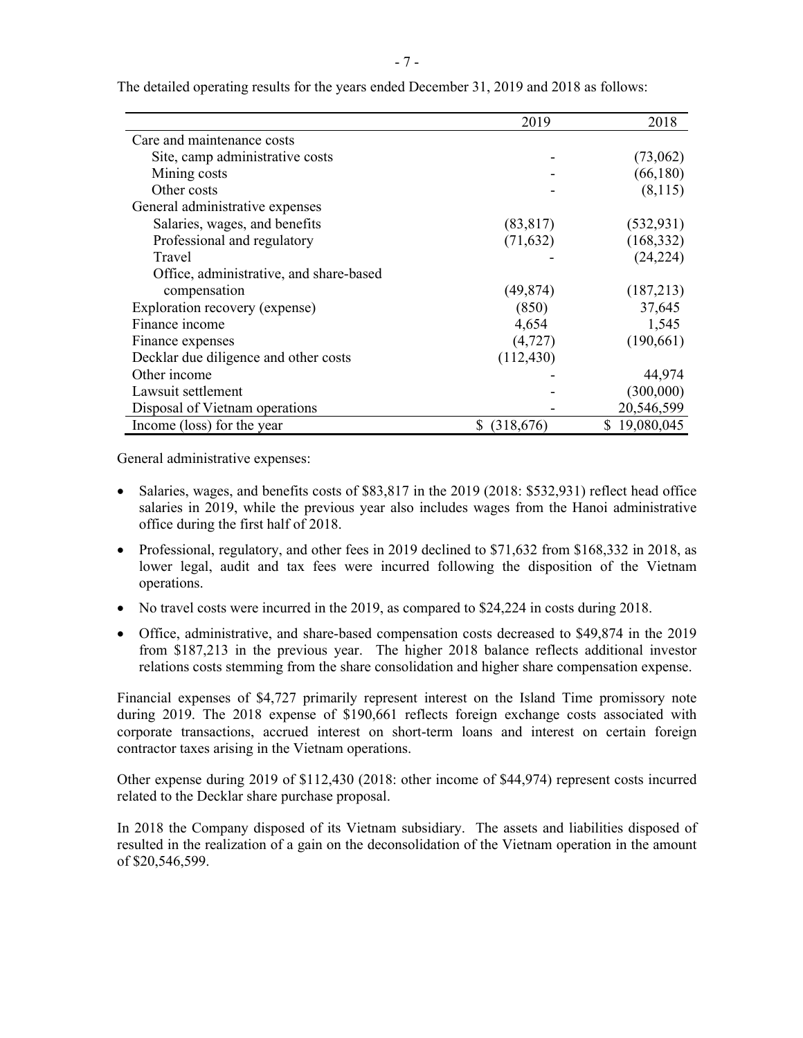The detailed operating results for the years ended December 31, 2019 and 2018 as follows:

| | 2019 | 2018 |
|---|---|---|
| Care and maintenance costs | | |
| Site, camp administrative costs | - | (73,062) |
| Mining costs | - | (66,180) |
| Other costs | - | (8,115) |
| General administrative expenses | | |
| Salaries, wages, and benefits | (83,817) | (532,931) |
| Professional and regulatory | (71,632) | (168,332) |
| Travel | - | (24,224) |
| Office, administrative, and share-based compensation | (49,874) | (187,213) |
| Exploration recovery (expense) | (850) | 37,645 |
| Finance income | 4,654 | 1,545 |
| Finance expenses | (4,727) | (190,661) |
| Decklar due diligence and other costs | (112,430) | |
| Other income | - | 44,974 |
| Lawsuit settlement | - | (300,000) |
| Disposal of Vietnam operations | - | 20,546,599 |
| Income (loss) for the year | $ (318,676) | $ 19,080,045 |

General administrative expenses:

- Salaries, wages, and benefits costs of $83,817 in the 2019 (2018: $532,931) reflect head office salaries in 2019, while the previous year also includes wages from the Hanoi administrative office during the first half of 2018.
- Professional, regulatory, and other fees in 2019 declined to $71,632 from $168,332 in 2018, as lower legal, audit and tax fees were incurred following the disposition of the Vietnam operations.
- No travel costs were incurred in the 2019, as compared to $24,224 in costs during 2018.
- Office, administrative, and share-based compensation costs decreased to $49,874 in the 2019 from $187,213 in the previous year. The higher 2018 balance reflects additional investor relations costs stemming from the share consolidation and higher share compensation expense.

Financial expenses of $4,727 primarily represent interest on the Island Time promissory note during 2019. The 2018 expense of $190,661 reflects foreign exchange costs associated with corporate transactions, accrued interest on short-term loans and interest on certain foreign contractor taxes arising in the Vietnam operations.

Other expense during 2019 of $112,430 (2018: other income of $44,974) represent costs incurred related to the Decklar share purchase proposal.

In 2018 the Company disposed of its Vietnam subsidiary. The assets and liabilities disposed of resulted in the realization of a gain on the deconsolidation of the Vietnam operation in the amount of $20,546,599.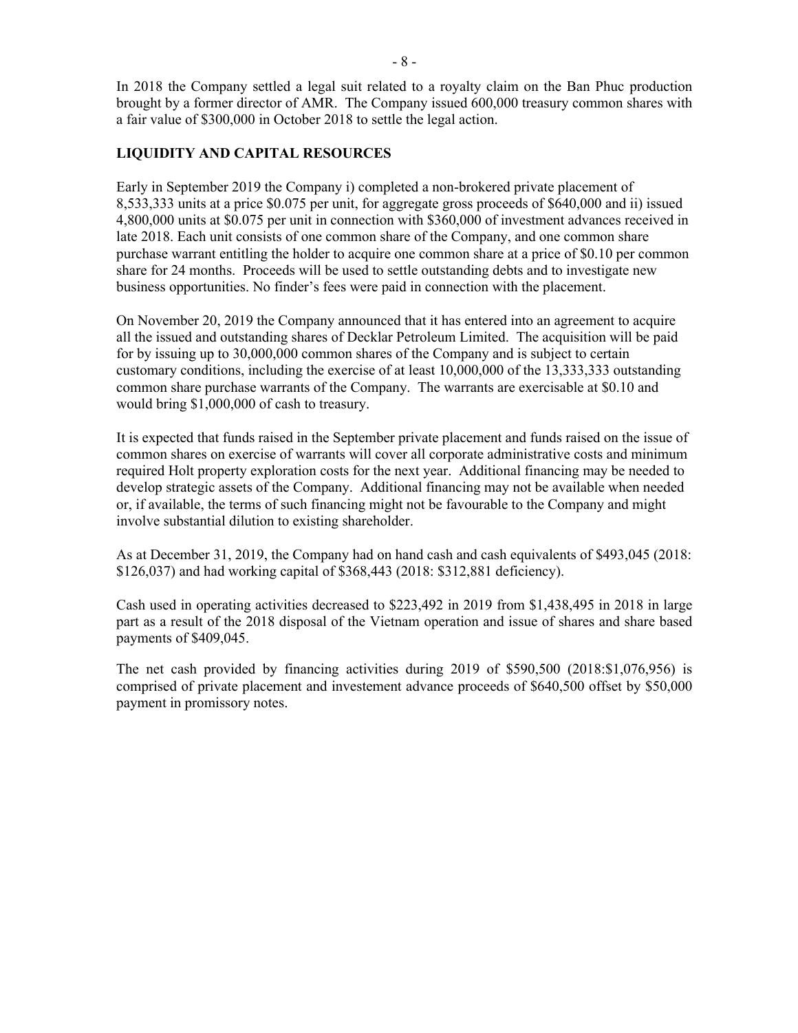In 2018 the Company settled a legal suit related to a royalty claim on the Ban Phuc production brought by a former director of AMR. The Company issued 600,000 treasury common shares with a fair value of $300,000 in October 2018 to settle the legal action.

## LIQUIDITY AND CAPITAL RESOURCES

Early in September 2019 the Company i) completed a non-brokered private placement of 8,533,333 units at a price $0.075 per unit, for aggregate gross proceeds of $640,000 and ii) issued 4,800,000 units at $0.075 per unit in connection with $360,000 of investment advances received in late 2018. Each unit consists of one common share of the Company, and one common share purchase warrant entitling the holder to acquire one common share at a price of $0.10 per common share for 24 months. Proceeds will be used to settle outstanding debts and to investigate new business opportunities. No finder's fees were paid in connection with the placement.

On November 20, 2019 the Company announced that it has entered into an agreement to acquire all the issued and outstanding shares of Decklar Petroleum Limited. The acquisition will be paid for by issuing up to 30,000,000 common shares of the Company and is subject to certain customary conditions, including the exercise of at least 10,000,000 of the 13,333,333 outstanding common share purchase warrants of the Company. The warrants are exercisable at $0.10 and would bring $1,000,000 of cash to treasury.

It is expected that funds raised in the September private placement and funds raised on the issue of common shares on exercise of warrants will cover all corporate administrative costs and minimum required Holt property exploration costs for the next year. Additional financing may be needed to develop strategic assets of the Company. Additional financing may not be available when needed or, if available, the terms of such financing might not be favourable to the Company and might involve substantial dilution to existing shareholder.

As at December 31, 2019, the Company had on hand cash and cash equivalents of $493,045 (2018: $126,037) and had working capital of $368,443 (2018: $312,881 deficiency).

Cash used in operating activities decreased to $223,492 in 2019 from $1,438,495 in 2018 in large part as a result of the 2018 disposal of the Vietnam operation and issue of shares and share based payments of $409,045.

The net cash provided by financing activities during 2019 of $590,500 (2018:$1,076,956) is comprised of private placement and investement advance proceeds of $640,500 offset by $50,000 payment in promissory notes.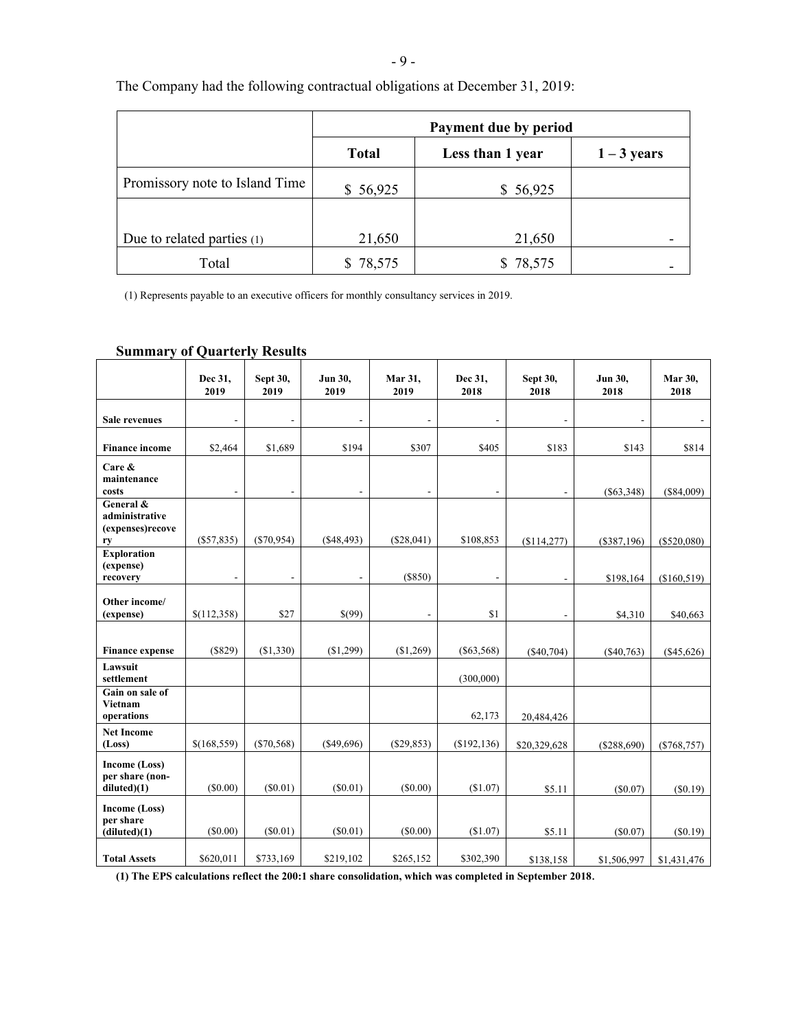The Company had the following contractual obligations at December 31, 2019:

| | Payment due by period | | |
|---|---|---|---|
| | **Total** | **Less than 1 year** | **1 – 3 years** |
| Promissory note to Island Time | $ 56,925 | $ 56,925 | |
| Due to related parties (1) | 21,650 | 21,650 | - |
| Total | $ 78,575 | $ 78,575 | - |

(1) Represents payable to an executive officers for monthly consultancy services in 2019.

## Summary of Quarterly Results

| | Dec 31, 2019 | Sept 30, 2019 | Jun 30, 2019 | Mar 31, 2019 | Dec 31, 2018 | Sept 30, 2018 | Jun 30, 2018 | Mar 30, 2018 |
|---|---|---|---|---|---|---|---|---|
| **Sale revenues** | - | - | - | - | - | - | - | - |
| **Finance income** | $2,464 | $1,689 | $194 | $307 | $405 | $183 | $143 | $814 |
| **Care & maintenance costs** | - | - | - | - | - | - | ($63,348) | ($84,009) |
| **General & administrative (expenses)recovery** | ($57,835) | ($70,954) | ($48,493) | ($28,041) | $108,853 | ($114,277) | ($387,196) | ($520,080) |
| **Exploration (expense) recovery** | - | - | - | ($850) | - | - | $198,164 | ($160,519) |
| **Other income/ (expense)** | $(112,358) | $27 | $(99) | - | $1 | - | $4,310 | $40,663 |
| **Finance expense** | ($829) | ($1,330) | ($1,299) | ($1,269) | ($63,568) | ($40,704) | ($40,763) | ($45,626) |
| **Lawsuit settlement** | | | | | (300,000) | | | |
| **Gain on sale of Vietnam operations** | | | | | 62,173 | 20,484,426 | | |
| **Net Income (Loss)** | $(168,559) | ($70,568) | ($49,696) | ($29,853) | ($192,136) | $20,329,628 | ($288,690) | ($768,757) |
| **Income (Loss) per share (non-diluted)(1)** | ($0.00) | ($0.01) | ($0.01) | ($0.00) | ($1.07) | $5.11 | ($0.07) | ($0.19) |
| **Income (Loss) per share (diluted)(1)** | ($0.00) | ($0.01) | ($0.01) | ($0.00) | ($1.07) | $5.11 | ($0.07) | ($0.19) |
| **Total Assets** | $620,011 | $733,169 | $219,102 | $265,152 | $302,390 | $138,158 | $1,506,997 | $1,431,476 |

**(1) The EPS calculations reflect the 200:1 share consolidation, which was completed in September 2018.**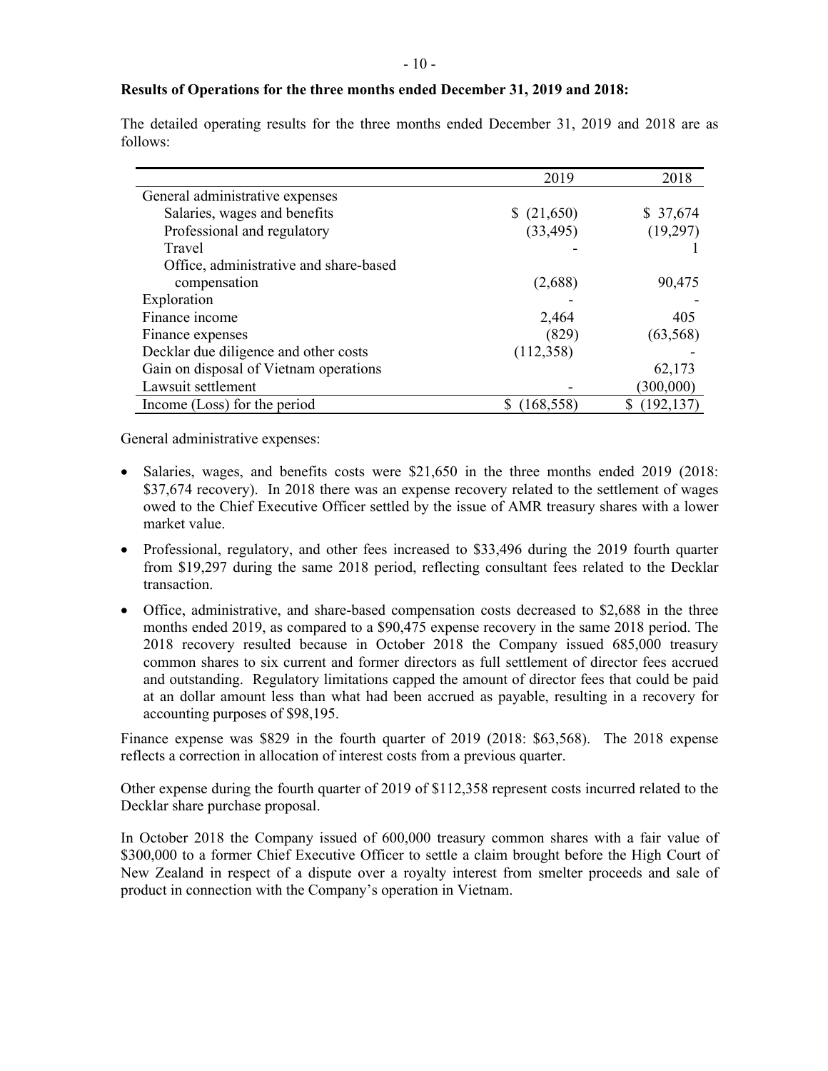**Results of Operations for the three months ended December 31, 2019 and 2018:**

The detailed operating results for the three months ended December 31, 2019 and 2018 are as follows:

| | 2019 | 2018 |
|---|---|---|
| General administrative expenses | | |
| Salaries, wages and benefits | $ (21,650) | $ 37,674 |
| Professional and regulatory | (33,495) | (19,297) |
| Travel | - | 1 |
| Office, administrative and share-based compensation | (2,688) | 90,475 |
| Exploration | - | - |
| Finance income | 2,464 | 405 |
| Finance expenses | (829) | (63,568) |
| Decklar due diligence and other costs | (112,358) | - |
| Gain on disposal of Vietnam operations | | 62,173 |
| Lawsuit settlement | - | (300,000) |
| Income (Loss) for the period | $ (168,558) | $ (192,137) |

General administrative expenses:

- Salaries, wages, and benefits costs were $21,650 in the three months ended 2019 (2018: $37,674 recovery). In 2018 there was an expense recovery related to the settlement of wages owed to the Chief Executive Officer settled by the issue of AMR treasury shares with a lower market value.
- Professional, regulatory, and other fees increased to $33,496 during the 2019 fourth quarter from $19,297 during the same 2018 period, reflecting consultant fees related to the Decklar transaction.
- Office, administrative, and share-based compensation costs decreased to $2,688 in the three months ended 2019, as compared to a $90,475 expense recovery in the same 2018 period. The 2018 recovery resulted because in October 2018 the Company issued 685,000 treasury common shares to six current and former directors as full settlement of director fees accrued and outstanding. Regulatory limitations capped the amount of director fees that could be paid at an dollar amount less than what had been accrued as payable, resulting in a recovery for accounting purposes of $98,195.

Finance expense was $829 in the fourth quarter of 2019 (2018: $63,568). The 2018 expense reflects a correction in allocation of interest costs from a previous quarter.

Other expense during the fourth quarter of 2019 of $112,358 represent costs incurred related to the Decklar share purchase proposal.

In October 2018 the Company issued of 600,000 treasury common shares with a fair value of $300,000 to a former Chief Executive Officer to settle a claim brought before the High Court of New Zealand in respect of a dispute over a royalty interest from smelter proceeds and sale of product in connection with the Company's operation in Vietnam.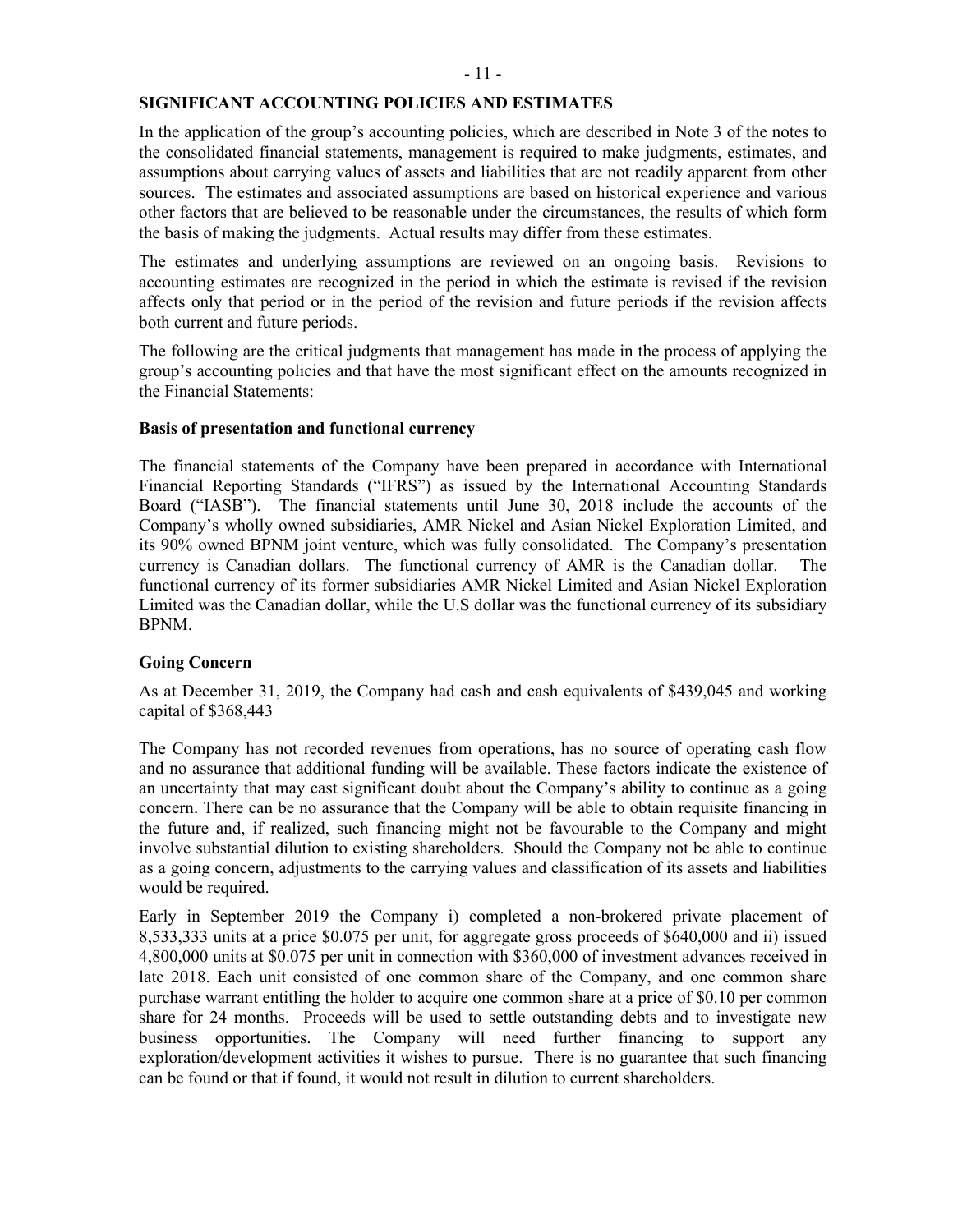## SIGNIFICANT ACCOUNTING POLICIES AND ESTIMATES

In the application of the group's accounting policies, which are described in Note 3 of the notes to the consolidated financial statements, management is required to make judgments, estimates, and assumptions about carrying values of assets and liabilities that are not readily apparent from other sources. The estimates and associated assumptions are based on historical experience and various other factors that are believed to be reasonable under the circumstances, the results of which form the basis of making the judgments. Actual results may differ from these estimates.

The estimates and underlying assumptions are reviewed on an ongoing basis. Revisions to accounting estimates are recognized in the period in which the estimate is revised if the revision affects only that period or in the period of the revision and future periods if the revision affects both current and future periods.

The following are the critical judgments that management has made in the process of applying the group's accounting policies and that have the most significant effect on the amounts recognized in the Financial Statements:

### Basis of presentation and functional currency

The financial statements of the Company have been prepared in accordance with International Financial Reporting Standards ("IFRS") as issued by the International Accounting Standards Board ("IASB"). The financial statements until June 30, 2018 include the accounts of the Company's wholly owned subsidiaries, AMR Nickel and Asian Nickel Exploration Limited, and its 90% owned BPNM joint venture, which was fully consolidated. The Company's presentation currency is Canadian dollars. The functional currency of AMR is the Canadian dollar. The functional currency of its former subsidiaries AMR Nickel Limited and Asian Nickel Exploration Limited was the Canadian dollar, while the U.S dollar was the functional currency of its subsidiary BPNM.

### Going Concern

As at December 31, 2019, the Company had cash and cash equivalents of $439,045 and working capital of $368,443

The Company has not recorded revenues from operations, has no source of operating cash flow and no assurance that additional funding will be available. These factors indicate the existence of an uncertainty that may cast significant doubt about the Company's ability to continue as a going concern. There can be no assurance that the Company will be able to obtain requisite financing in the future and, if realized, such financing might not be favourable to the Company and might involve substantial dilution to existing shareholders. Should the Company not be able to continue as a going concern, adjustments to the carrying values and classification of its assets and liabilities would be required.

Early in September 2019 the Company i) completed a non-brokered private placement of 8,533,333 units at a price $0.075 per unit, for aggregate gross proceeds of $640,000 and ii) issued 4,800,000 units at $0.075 per unit in connection with $360,000 of investment advances received in late 2018. Each unit consisted of one common share of the Company, and one common share purchase warrant entitling the holder to acquire one common share at a price of $0.10 per common share for 24 months. Proceeds will be used to settle outstanding debts and to investigate new business opportunities. The Company will need further financing to support any exploration/development activities it wishes to pursue. There is no guarantee that such financing can be found or that if found, it would not result in dilution to current shareholders.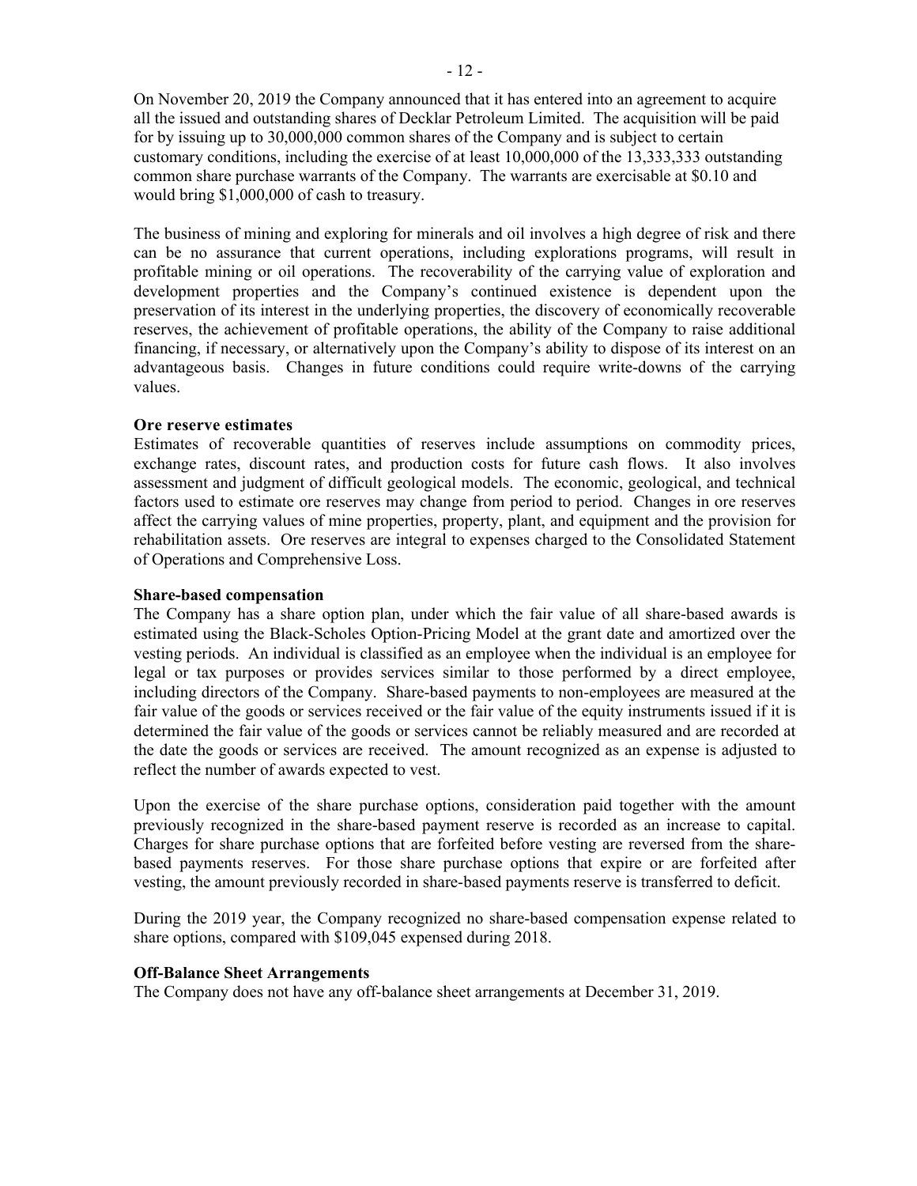On November 20, 2019 the Company announced that it has entered into an agreement to acquire all the issued and outstanding shares of Decklar Petroleum Limited. The acquisition will be paid for by issuing up to 30,000,000 common shares of the Company and is subject to certain customary conditions, including the exercise of at least 10,000,000 of the 13,333,333 outstanding common share purchase warrants of the Company. The warrants are exercisable at $0.10 and would bring $1,000,000 of cash to treasury.

The business of mining and exploring for minerals and oil involves a high degree of risk and there can be no assurance that current operations, including explorations programs, will result in profitable mining or oil operations. The recoverability of the carrying value of exploration and development properties and the Company's continued existence is dependent upon the preservation of its interest in the underlying properties, the discovery of economically recoverable reserves, the achievement of profitable operations, the ability of the Company to raise additional financing, if necessary, or alternatively upon the Company's ability to dispose of its interest on an advantageous basis. Changes in future conditions could require write-downs of the carrying values.

**Ore reserve estimates**

Estimates of recoverable quantities of reserves include assumptions on commodity prices, exchange rates, discount rates, and production costs for future cash flows. It also involves assessment and judgment of difficult geological models. The economic, geological, and technical factors used to estimate ore reserves may change from period to period. Changes in ore reserves affect the carrying values of mine properties, property, plant, and equipment and the provision for rehabilitation assets. Ore reserves are integral to expenses charged to the Consolidated Statement of Operations and Comprehensive Loss.

**Share-based compensation**

The Company has a share option plan, under which the fair value of all share-based awards is estimated using the Black-Scholes Option-Pricing Model at the grant date and amortized over the vesting periods. An individual is classified as an employee when the individual is an employee for legal or tax purposes or provides services similar to those performed by a direct employee, including directors of the Company. Share-based payments to non-employees are measured at the fair value of the goods or services received or the fair value of the equity instruments issued if it is determined the fair value of the goods or services cannot be reliably measured and are recorded at the date the goods or services are received. The amount recognized as an expense is adjusted to reflect the number of awards expected to vest.

Upon the exercise of the share purchase options, consideration paid together with the amount previously recognized in the share-based payment reserve is recorded as an increase to capital. Charges for share purchase options that are forfeited before vesting are reversed from the share-based payments reserves. For those share purchase options that expire or are forfeited after vesting, the amount previously recorded in share-based payments reserve is transferred to deficit.

During the 2019 year, the Company recognized no share-based compensation expense related to share options, compared with $109,045 expensed during 2018.

**Off-Balance Sheet Arrangements**

The Company does not have any off-balance sheet arrangements at December 31, 2019.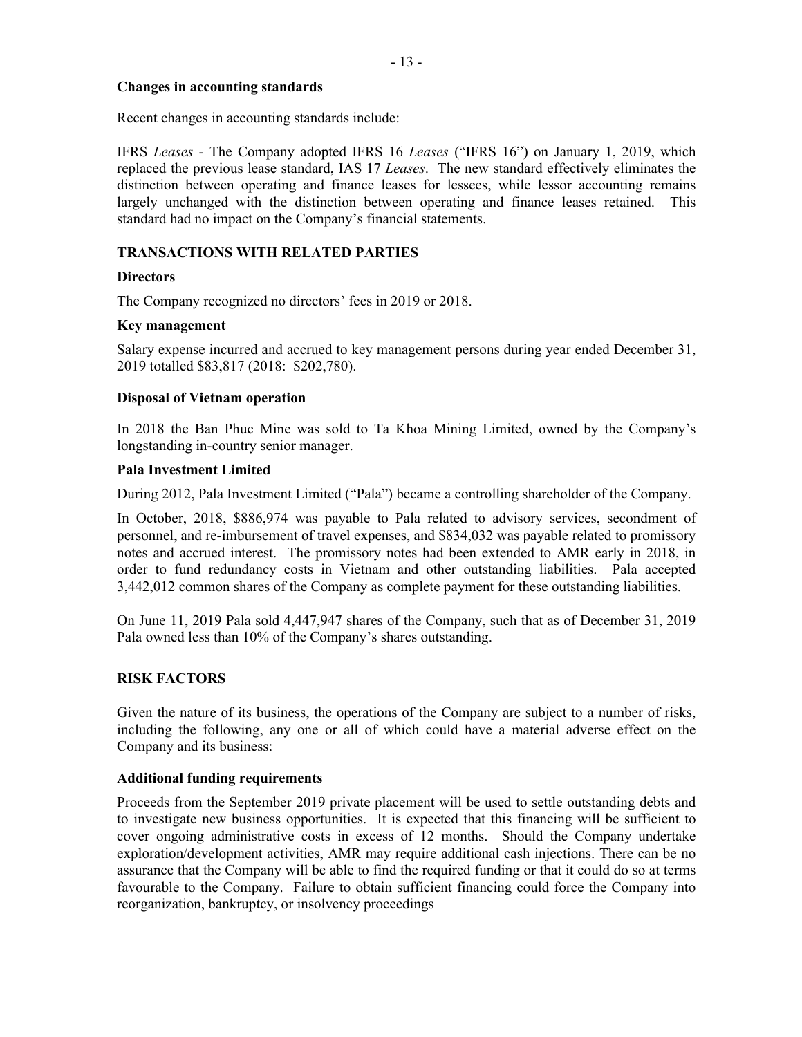**Changes in accounting standards**

Recent changes in accounting standards include:

IFRS *Leases* - The Company adopted IFRS 16 *Leases* ("IFRS 16") on January 1, 2019, which replaced the previous lease standard, IAS 17 *Leases*. The new standard effectively eliminates the distinction between operating and finance leases for lessees, while lessor accounting remains largely unchanged with the distinction between operating and finance leases retained. This standard had no impact on the Company's financial statements.

## TRANSACTIONS WITH RELATED PARTIES

**Directors**

The Company recognized no directors' fees in 2019 or 2018.

**Key management**

Salary expense incurred and accrued to key management persons during year ended December 31, 2019 totalled $83,817 (2018: $202,780).

**Disposal of Vietnam operation**

In 2018 the Ban Phuc Mine was sold to Ta Khoa Mining Limited, owned by the Company's longstanding in-country senior manager.

**Pala Investment Limited**

During 2012, Pala Investment Limited ("Pala") became a controlling shareholder of the Company.

In October, 2018, $886,974 was payable to Pala related to advisory services, secondment of personnel, and re-imbursement of travel expenses, and $834,032 was payable related to promissory notes and accrued interest. The promissory notes had been extended to AMR early in 2018, in order to fund redundancy costs in Vietnam and other outstanding liabilities. Pala accepted 3,442,012 common shares of the Company as complete payment for these outstanding liabilities.

On June 11, 2019 Pala sold 4,447,947 shares of the Company, such that as of December 31, 2019 Pala owned less than 10% of the Company's shares outstanding.

## RISK FACTORS

Given the nature of its business, the operations of the Company are subject to a number of risks, including the following, any one or all of which could have a material adverse effect on the Company and its business:

**Additional funding requirements**

Proceeds from the September 2019 private placement will be used to settle outstanding debts and to investigate new business opportunities. It is expected that this financing will be sufficient to cover ongoing administrative costs in excess of 12 months. Should the Company undertake exploration/development activities, AMR may require additional cash injections. There can be no assurance that the Company will be able to find the required funding or that it could do so at terms favourable to the Company. Failure to obtain sufficient financing could force the Company into reorganization, bankruptcy, or insolvency proceedings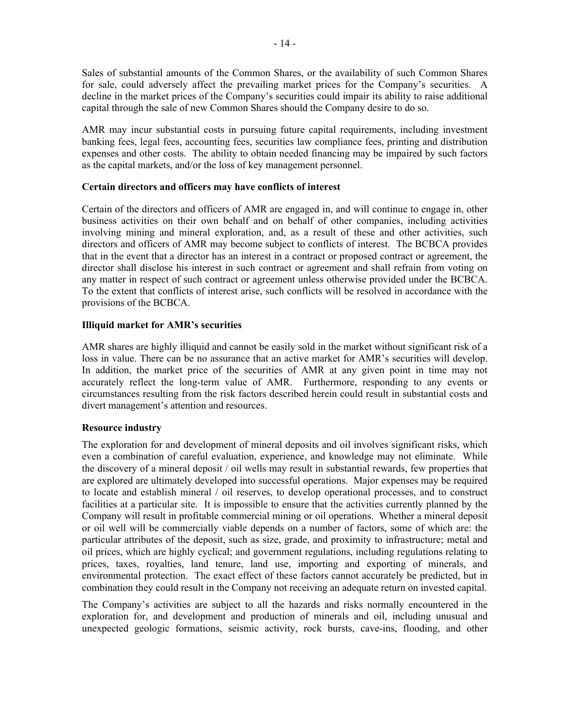Sales of substantial amounts of the Common Shares, or the availability of such Common Shares for sale, could adversely affect the prevailing market prices for the Company's securities. A decline in the market prices of the Company's securities could impair its ability to raise additional capital through the sale of new Common Shares should the Company desire to do so.

AMR may incur substantial costs in pursuing future capital requirements, including investment banking fees, legal fees, accounting fees, securities law compliance fees, printing and distribution expenses and other costs. The ability to obtain needed financing may be impaired by such factors as the capital markets, and/or the loss of key management personnel.

**Certain directors and officers may have conflicts of interest**

Certain of the directors and officers of AMR are engaged in, and will continue to engage in, other business activities on their own behalf and on behalf of other companies, including activities involving mining and mineral exploration, and, as a result of these and other activities, such directors and officers of AMR may become subject to conflicts of interest. The BCBCA provides that in the event that a director has an interest in a contract or proposed contract or agreement, the director shall disclose his interest in such contract or agreement and shall refrain from voting on any matter in respect of such contract or agreement unless otherwise provided under the BCBCA. To the extent that conflicts of interest arise, such conflicts will be resolved in accordance with the provisions of the BCBCA.

**Illiquid market for AMR's securities**

AMR shares are highly illiquid and cannot be easily sold in the market without significant risk of a loss in value. There can be no assurance that an active market for AMR's securities will develop. In addition, the market price of the securities of AMR at any given point in time may not accurately reflect the long-term value of AMR. Furthermore, responding to any events or circumstances resulting from the risk factors described herein could result in substantial costs and divert management's attention and resources.

**Resource industry**

The exploration for and development of mineral deposits and oil involves significant risks, which even a combination of careful evaluation, experience, and knowledge may not eliminate. While the discovery of a mineral deposit / oil wells may result in substantial rewards, few properties that are explored are ultimately developed into successful operations. Major expenses may be required to locate and establish mineral / oil reserves, to develop operational processes, and to construct facilities at a particular site. It is impossible to ensure that the activities currently planned by the Company will result in profitable commercial mining or oil operations. Whether a mineral deposit or oil well will be commercially viable depends on a number of factors, some of which are: the particular attributes of the deposit, such as size, grade, and proximity to infrastructure; metal and oil prices, which are highly cyclical; and government regulations, including regulations relating to prices, taxes, royalties, land tenure, land use, importing and exporting of minerals, and environmental protection. The exact effect of these factors cannot accurately be predicted, but in combination they could result in the Company not receiving an adequate return on invested capital.

The Company's activities are subject to all the hazards and risks normally encountered in the exploration for, and development and production of minerals and oil, including unusual and unexpected geologic formations, seismic activity, rock bursts, cave-ins, flooding, and other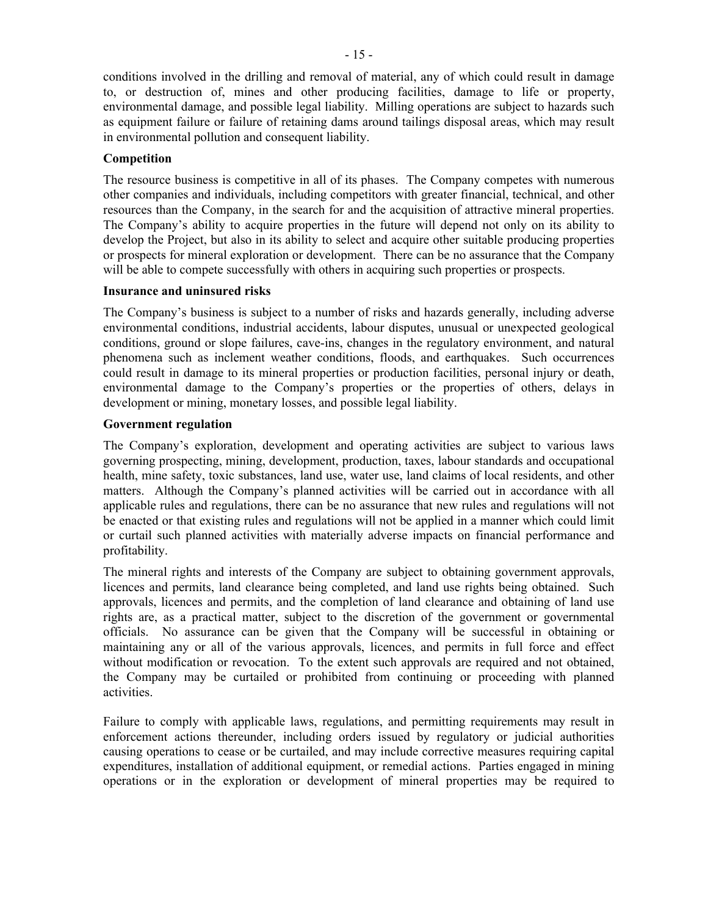conditions involved in the drilling and removal of material, any of which could result in damage to, or destruction of, mines and other producing facilities, damage to life or property, environmental damage, and possible legal liability. Milling operations are subject to hazards such as equipment failure or failure of retaining dams around tailings disposal areas, which may result in environmental pollution and consequent liability.

**Competition**

The resource business is competitive in all of its phases. The Company competes with numerous other companies and individuals, including competitors with greater financial, technical, and other resources than the Company, in the search for and the acquisition of attractive mineral properties. The Company's ability to acquire properties in the future will depend not only on its ability to develop the Project, but also in its ability to select and acquire other suitable producing properties or prospects for mineral exploration or development. There can be no assurance that the Company will be able to compete successfully with others in acquiring such properties or prospects.

**Insurance and uninsured risks**

The Company's business is subject to a number of risks and hazards generally, including adverse environmental conditions, industrial accidents, labour disputes, unusual or unexpected geological conditions, ground or slope failures, cave-ins, changes in the regulatory environment, and natural phenomena such as inclement weather conditions, floods, and earthquakes. Such occurrences could result in damage to its mineral properties or production facilities, personal injury or death, environmental damage to the Company's properties or the properties of others, delays in development or mining, monetary losses, and possible legal liability.

**Government regulation**

The Company's exploration, development and operating activities are subject to various laws governing prospecting, mining, development, production, taxes, labour standards and occupational health, mine safety, toxic substances, land use, water use, land claims of local residents, and other matters. Although the Company's planned activities will be carried out in accordance with all applicable rules and regulations, there can be no assurance that new rules and regulations will not be enacted or that existing rules and regulations will not be applied in a manner which could limit or curtail such planned activities with materially adverse impacts on financial performance and profitability.

The mineral rights and interests of the Company are subject to obtaining government approvals, licences and permits, land clearance being completed, and land use rights being obtained. Such approvals, licences and permits, and the completion of land clearance and obtaining of land use rights are, as a practical matter, subject to the discretion of the government or governmental officials. No assurance can be given that the Company will be successful in obtaining or maintaining any or all of the various approvals, licences, and permits in full force and effect without modification or revocation. To the extent such approvals are required and not obtained, the Company may be curtailed or prohibited from continuing or proceeding with planned activities.

Failure to comply with applicable laws, regulations, and permitting requirements may result in enforcement actions thereunder, including orders issued by regulatory or judicial authorities causing operations to cease or be curtailed, and may include corrective measures requiring capital expenditures, installation of additional equipment, or remedial actions. Parties engaged in mining operations or in the exploration or development of mineral properties may be required to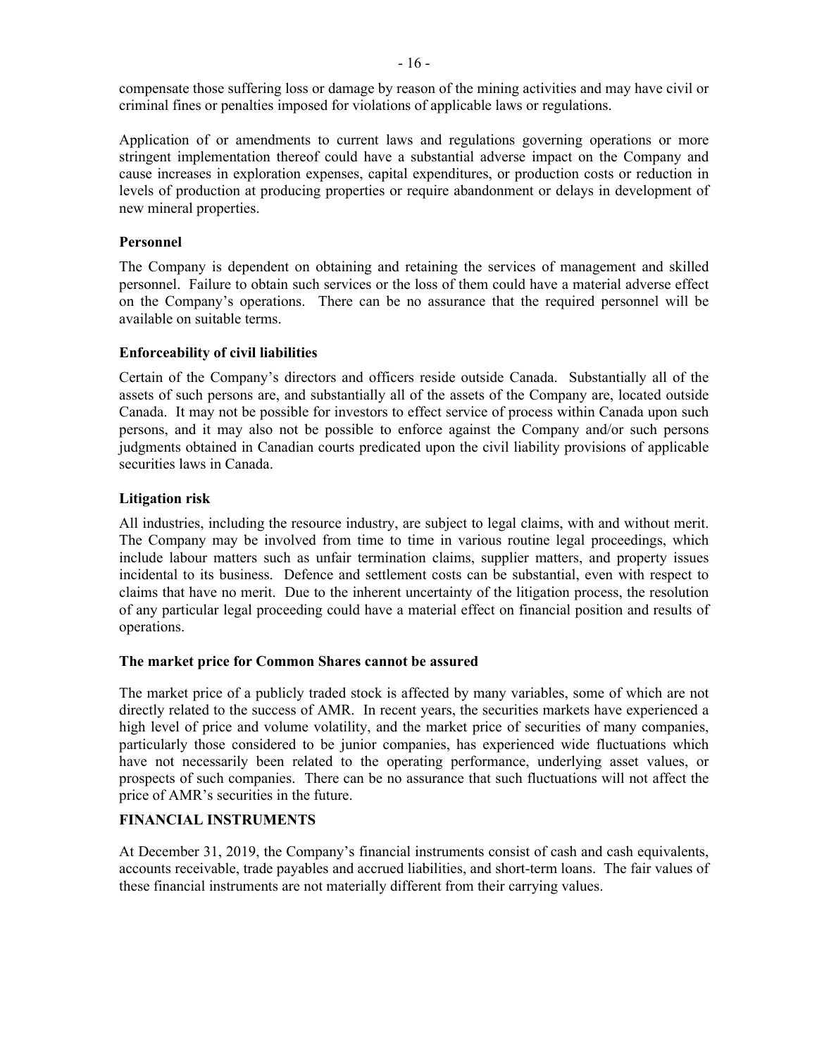compensate those suffering loss or damage by reason of the mining activities and may have civil or criminal fines or penalties imposed for violations of applicable laws or regulations.

Application of or amendments to current laws and regulations governing operations or more stringent implementation thereof could have a substantial adverse impact on the Company and cause increases in exploration expenses, capital expenditures, or production costs or reduction in levels of production at producing properties or require abandonment or delays in development of new mineral properties.

**Personnel**

The Company is dependent on obtaining and retaining the services of management and skilled personnel. Failure to obtain such services or the loss of them could have a material adverse effect on the Company's operations. There can be no assurance that the required personnel will be available on suitable terms.

**Enforceability of civil liabilities**

Certain of the Company's directors and officers reside outside Canada. Substantially all of the assets of such persons are, and substantially all of the assets of the Company are, located outside Canada. It may not be possible for investors to effect service of process within Canada upon such persons, and it may also not be possible to enforce against the Company and/or such persons judgments obtained in Canadian courts predicated upon the civil liability provisions of applicable securities laws in Canada.

**Litigation risk**

All industries, including the resource industry, are subject to legal claims, with and without merit. The Company may be involved from time to time in various routine legal proceedings, which include labour matters such as unfair termination claims, supplier matters, and property issues incidental to its business. Defence and settlement costs can be substantial, even with respect to claims that have no merit. Due to the inherent uncertainty of the litigation process, the resolution of any particular legal proceeding could have a material effect on financial position and results of operations.

**The market price for Common Shares cannot be assured**

The market price of a publicly traded stock is affected by many variables, some of which are not directly related to the success of AMR. In recent years, the securities markets have experienced a high level of price and volume volatility, and the market price of securities of many companies, particularly those considered to be junior companies, has experienced wide fluctuations which have not necessarily been related to the operating performance, underlying asset values, or prospects of such companies. There can be no assurance that such fluctuations will not affect the price of AMR's securities in the future.

## FINANCIAL INSTRUMENTS

At December 31, 2019, the Company's financial instruments consist of cash and cash equivalents, accounts receivable, trade payables and accrued liabilities, and short-term loans. The fair values of these financial instruments are not materially different from their carrying values.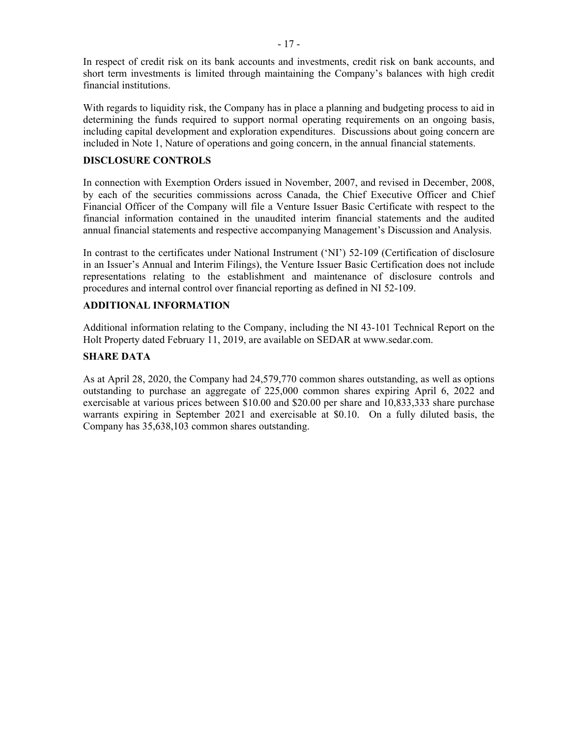In respect of credit risk on its bank accounts and investments, credit risk on bank accounts, and short term investments is limited through maintaining the Company's balances with high credit financial institutions.

With regards to liquidity risk, the Company has in place a planning and budgeting process to aid in determining the funds required to support normal operating requirements on an ongoing basis, including capital development and exploration expenditures. Discussions about going concern are included in Note 1, Nature of operations and going concern, in the annual financial statements.

## DISCLOSURE CONTROLS

In connection with Exemption Orders issued in November, 2007, and revised in December, 2008, by each of the securities commissions across Canada, the Chief Executive Officer and Chief Financial Officer of the Company will file a Venture Issuer Basic Certificate with respect to the financial information contained in the unaudited interim financial statements and the audited annual financial statements and respective accompanying Management's Discussion and Analysis.

In contrast to the certificates under National Instrument ('NI') 52-109 (Certification of disclosure in an Issuer's Annual and Interim Filings), the Venture Issuer Basic Certification does not include representations relating to the establishment and maintenance of disclosure controls and procedures and internal control over financial reporting as defined in NI 52-109.

## ADDITIONAL INFORMATION

Additional information relating to the Company, including the NI 43-101 Technical Report on the Holt Property dated February 11, 2019, are available on SEDAR at www.sedar.com.

## SHARE DATA

As at April 28, 2020, the Company had 24,579,770 common shares outstanding, as well as options outstanding to purchase an aggregate of 225,000 common shares expiring April 6, 2022 and exercisable at various prices between $10.00 and $20.00 per share and 10,833,333 share purchase warrants expiring in September 2021 and exercisable at $0.10. On a fully diluted basis, the Company has 35,638,103 common shares outstanding.